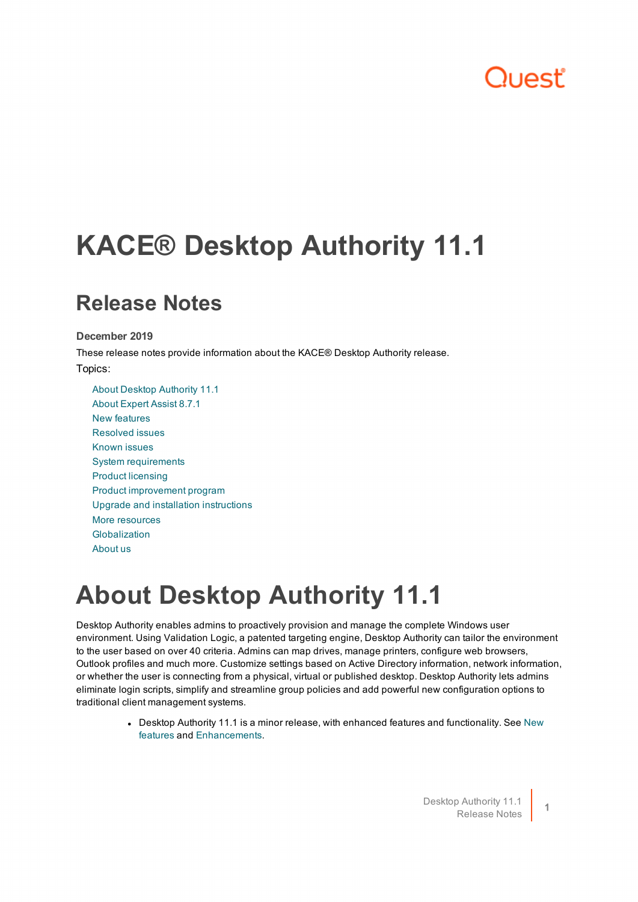# KACE® Desktop Authority 11.1

## Release Notes

**December 2019**

These release notes provide information about the KACE® Desktop Authority release.

Topics:

- About Desktop Authority 11.1
- About Expert Assist 8.7.1
- New features
- Resolved issues
- Known issues
- System requirements
- Product licensing
- Product improvement program
- Upgrade and installation instructions
- More resources
- Globalization
- About us

# About Desktop Authority 11.1

Desktop Authority enables admins to proactively provision and manage the complete Windows user environment. Using Validation Logic, a patented targeting engine, Desktop Authority can tailor the environment to the user based on over 40 criteria. Admins can map drives, manage printers, configure web browsers, Outlook profiles and much more. Customize settings based on Active Directory information, network information, or whether the user is connecting from a physical, virtual or published desktop. Desktop Authority lets admins eliminate login scripts, simplify and streamline group policies and add powerful new configuration options to traditional client management systems.

- Desktop Authority 11.1 is a minor release, with enhanced features and functionality. See New features and Enhancements.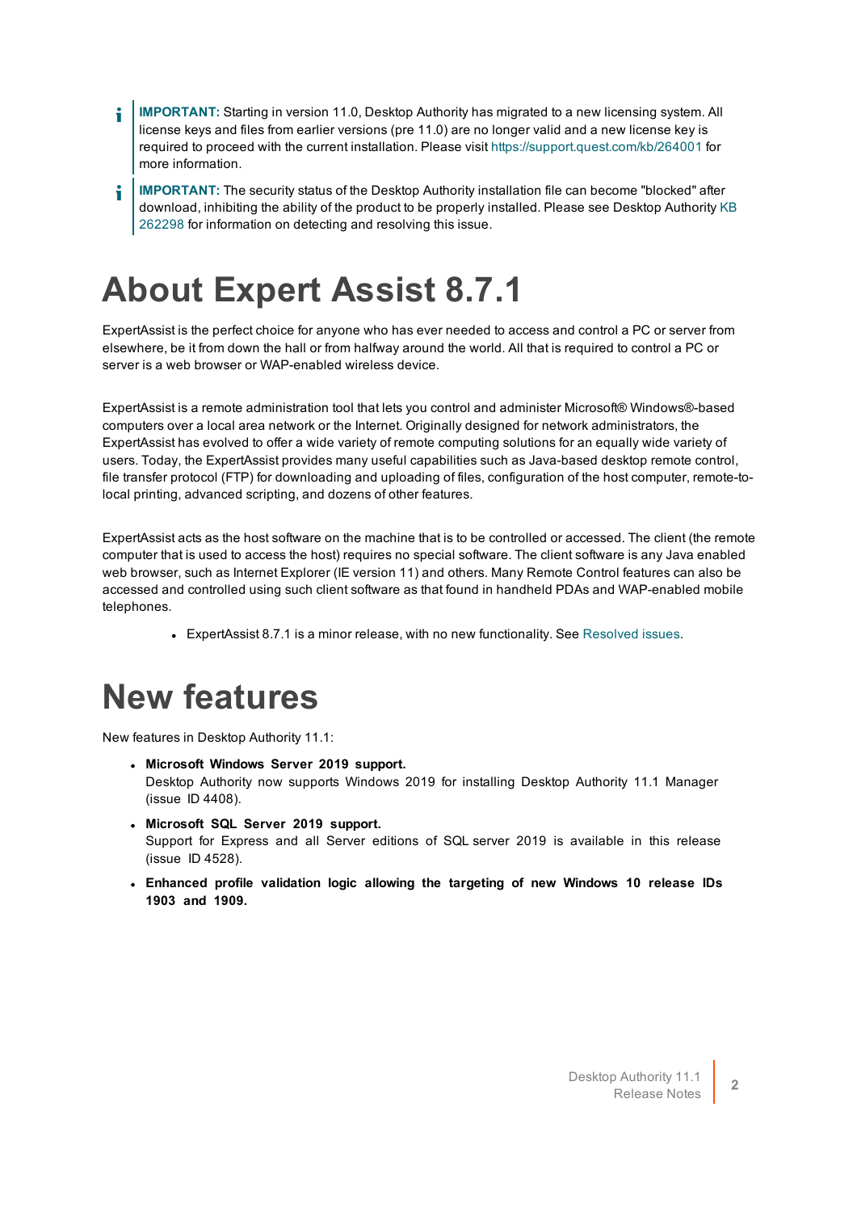**IMPORTANT:** Starting in version 11.0, Desktop Authority has migrated to a new licensing system. All license keys and files from earlier versions (pre 11.0) are no longer valid and a new license key is required to proceed with the current installation. Please visit https://support.quest.com/kb/264001 for more information.

**IMPORTANT:** The security status of the Desktop Authority installation file can become "blocked" after download, inhibiting the ability of the product to be properly installed. Please see Desktop Authority KB 262298 for information on detecting and resolving this issue.

# About Expert Assist 8.7.1

ExpertAssist is the perfect choice for anyone who has ever needed to access and control a PC or server from elsewhere, be it from down the hall or from halfway around the world. All that is required to control a PC or server is a web browser or WAP-enabled wireless device.

ExpertAssist is a remote administration tool that lets you control and administer Microsoft® Windows®-based computers over a local area network or the Internet. Originally designed for network administrators, the ExpertAssist has evolved to offer a wide variety of remote computing solutions for an equally wide variety of users. Today, the ExpertAssist provides many useful capabilities such as Java-based desktop remote control, file transfer protocol (FTP) for downloading and uploading of files, configuration of the host computer, remote-to-local printing, advanced scripting, and dozens of other features.

ExpertAssist acts as the host software on the machine that is to be controlled or accessed. The client (the remote computer that is used to access the host) requires no special software. The client software is any Java enabled web browser, such as Internet Explorer (IE version 11) and others. Many Remote Control features can also be accessed and controlled using such client software as that found in handheld PDAs and WAP-enabled mobile telephones.

- ExpertAssist 8.7.1 is a minor release, with no new functionality. See Resolved issues.

# New features

New features in Desktop Authority 11.1:

- **Microsoft Windows Server 2019 support.**
  Desktop Authority now supports Windows 2019 for installing Desktop Authority 11.1 Manager (issue ID 4408).
- **Microsoft SQL Server 2019 support.**
  Support for Express and all Server editions of SQL server 2019 is available in this release (issue ID 4528).
- **Enhanced profile validation logic allowing the targeting of new Windows 10 release IDs 1903 and 1909.**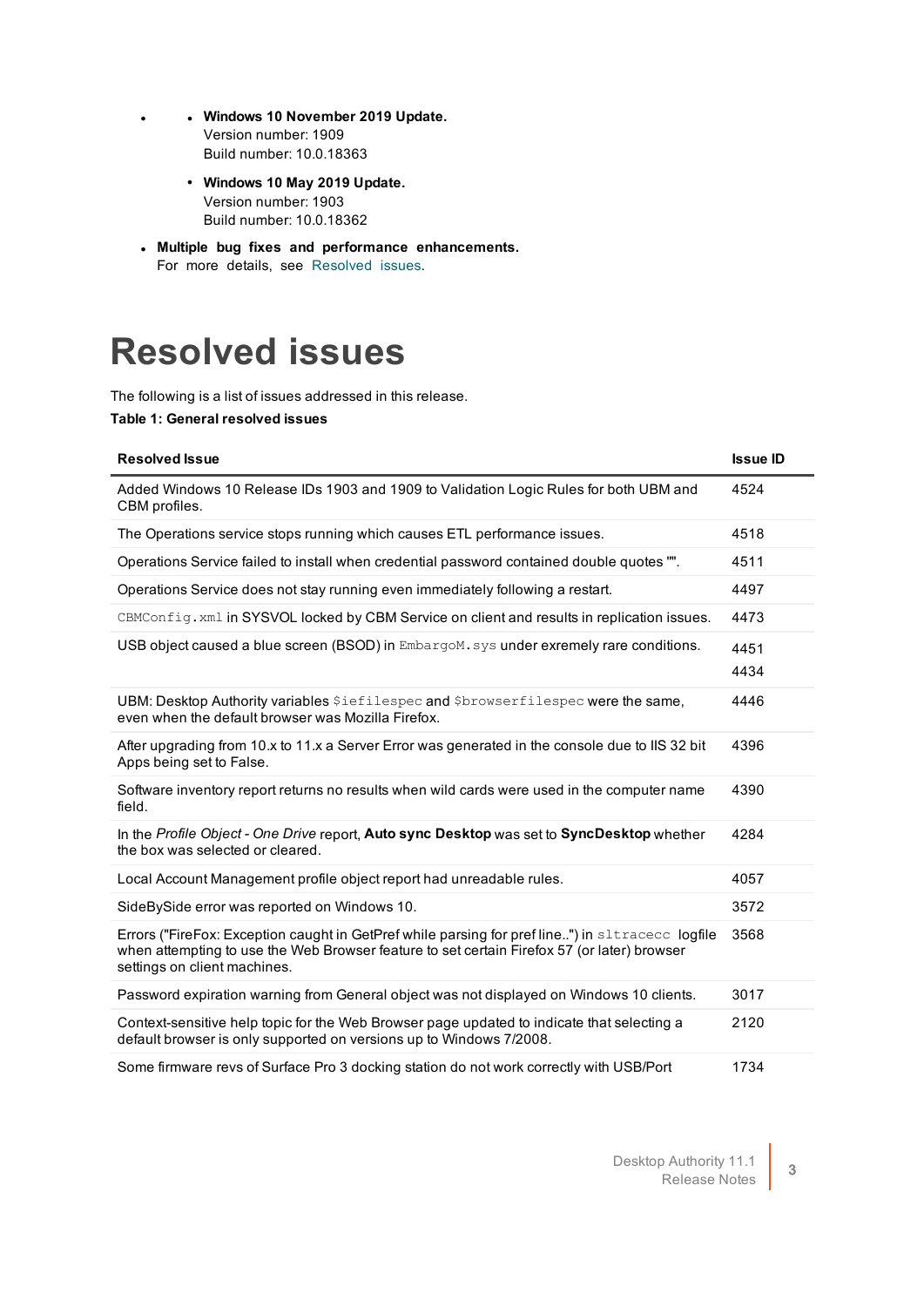- - **Windows 10 November 2019 Update.**
    Version number: 1909
    Build number: 10.0.18363
  - **Windows 10 May 2019 Update.**
    Version number: 1903
    Build number: 10.0.18362
- **Multiple bug fixes and performance enhancements.**
  For more details, see Resolved issues.

# Resolved issues

The following is a list of issues addressed in this release.

**Table 1: General resolved issues**

| Resolved Issue | Issue ID |
|---|---|
| Added Windows 10 Release IDs 1903 and 1909 to Validation Logic Rules for both UBM and CBM profiles. | 4524 |
| The Operations service stops running which causes ETL performance issues. | 4518 |
| Operations Service failed to install when credential password contained double quotes "". | 4511 |
| Operations Service does not stay running even immediately following a restart. | 4497 |
| `CBMConfig.xml` in SYSVOL locked by CBM Service on client and results in replication issues. | 4473 |
| USB object caused a blue screen (BSOD) in `EmbargoM.sys` under exremely rare conditions. | 4451<br>4434 |
| UBM: Desktop Authority variables `$iefilespec` and `$browserfilespec` were the same, even when the default browser was Mozilla Firefox. | 4446 |
| After upgrading from 10.x to 11.x a Server Error was generated in the console due to IIS 32 bit Apps being set to False. | 4396 |
| Software inventory report returns no results when wild cards were used in the computer name field. | 4390 |
| In the *Profile Object - One Drive* report, **Auto sync Desktop** was set to **SyncDesktop** whether the box was selected or cleared. | 4284 |
| Local Account Management profile object report had unreadable rules. | 4057 |
| SideBySide error was reported on Windows 10. | 3572 |
| Errors ("FireFox: Exception caught in GetPref while parsing for pref line..") in `sltracecc` logfile when attempting to use the Web Browser feature to set certain Firefox 57 (or later) browser settings on client machines. | 3568 |
| Password expiration warning from General object was not displayed on Windows 10 clients. | 3017 |
| Context-sensitive help topic for the Web Browser page updated to indicate that selecting a default browser is only supported on versions up to Windows 7/2008. | 2120 |
| Some firmware revs of Surface Pro 3 docking station do not work correctly with USB/Port | 1734 |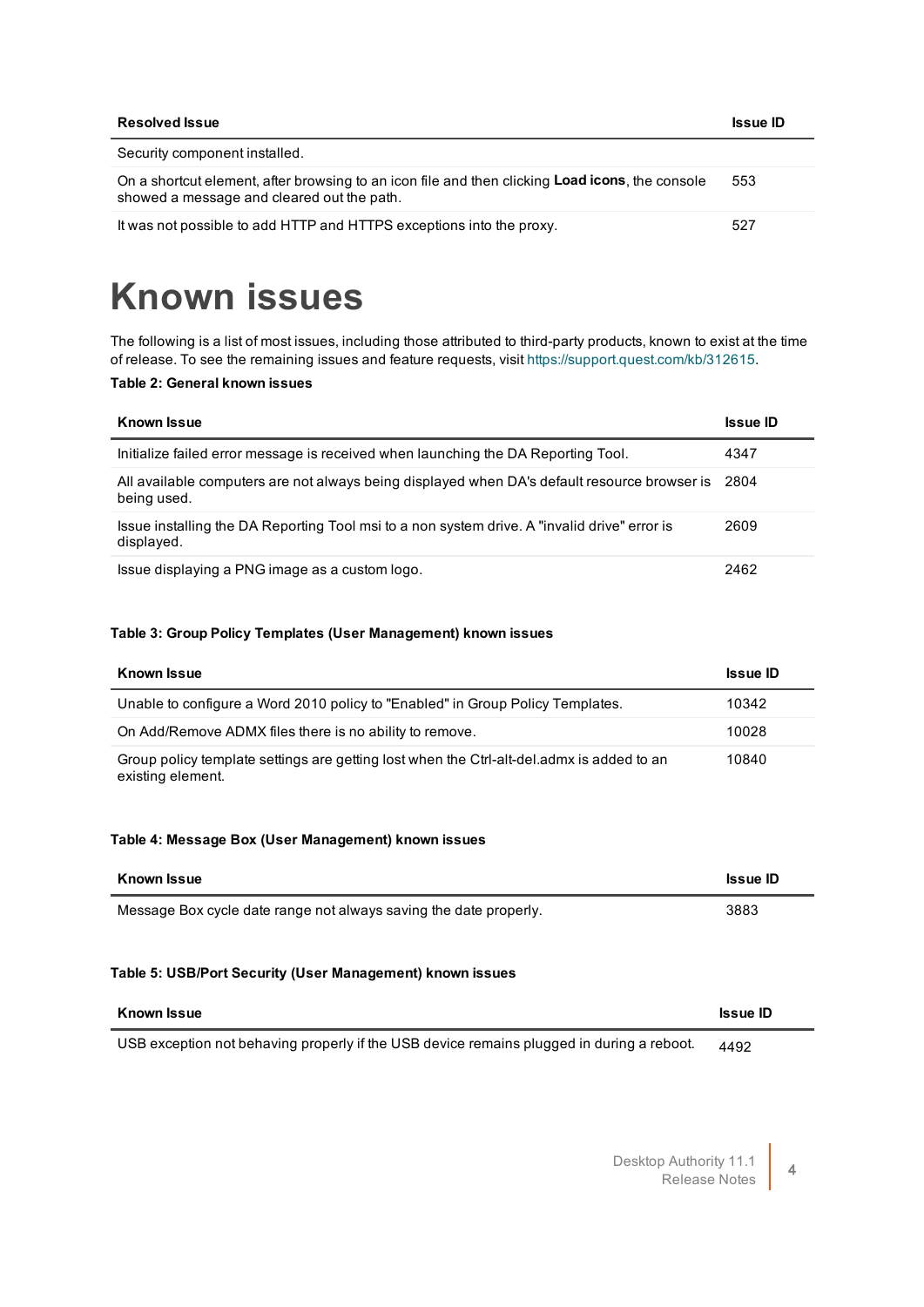| Resolved Issue | Issue ID |
|---|---|
| Security component installed. | |
| On a shortcut element, after browsing to an icon file and then clicking **Load icons**, the console showed a message and cleared out the path. | 553 |
| It was not possible to add HTTP and HTTPS exceptions into the proxy. | 527 |

# Known issues

The following is a list of most issues, including those attributed to third-party products, known to exist at the time of release. To see the remaining issues and feature requests, visit https://support.quest.com/kb/312615.

**Table 2: General known issues**

| Known Issue | Issue ID |
|---|---|
| Initialize failed error message is received when launching the DA Reporting Tool. | 4347 |
| All available computers are not always being displayed when DA's default resource browser is being used. | 2804 |
| Issue installing the DA Reporting Tool msi to a non system drive. A "invalid drive" error is displayed. | 2609 |
| Issue displaying a PNG image as a custom logo. | 2462 |

**Table 3: Group Policy Templates (User Management) known issues**

| Known Issue | Issue ID |
|---|---|
| Unable to configure a Word 2010 policy to "Enabled" in Group Policy Templates. | 10342 |
| On Add/Remove ADMX files there is no ability to remove. | 10028 |
| Group policy template settings are getting lost when the Ctrl-alt-del.admx is added to an existing element. | 10840 |

**Table 4: Message Box (User Management) known issues**

| Known Issue | Issue ID |
|---|---|
| Message Box cycle date range not always saving the date properly. | 3883 |

**Table 5: USB/Port Security (User Management) known issues**

| Known Issue | Issue ID |
|---|---|
| USB exception not behaving properly if the USB device remains plugged in during a reboot. | 4492 |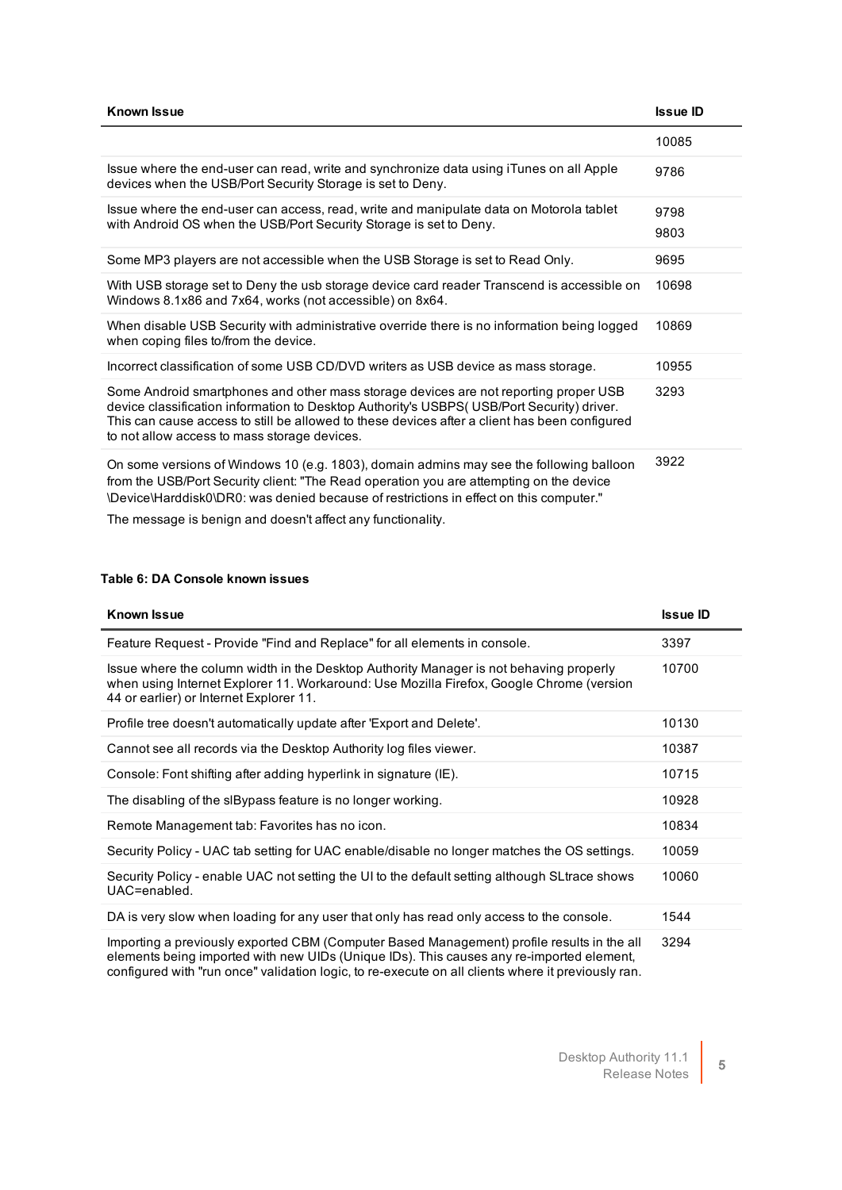| Known Issue | Issue ID |
|---|---|
| | 10085 |
| Issue where the end-user can read, write and synchronize data using iTunes on all Apple devices when the USB/Port Security Storage is set to Deny. | 9786 |
| Issue where the end-user can access, read, write and manipulate data on Motorola tablet with Android OS when the USB/Port Security Storage is set to Deny. | 9798<br>9803 |
| Some MP3 players are not accessible when the USB Storage is set to Read Only. | 9695 |
| With USB storage set to Deny the usb storage device card reader Transcend is accessible on Windows 8.1x86 and 7x64, works (not accessible) on 8x64. | 10698 |
| When disable USB Security with administrative override there is no information being logged when coping files to/from the device. | 10869 |
| Incorrect classification of some USB CD/DVD writers as USB device as mass storage. | 10955 |
| Some Android smartphones and other mass storage devices are not reporting proper USB device classification information to Desktop Authority's USBPS( USB/Port Security) driver. This can cause access to still be allowed to these devices after a client has been configured to not allow access to mass storage devices. | 3293 |
| On some versions of Windows 10 (e.g. 1803), domain admins may see the following balloon from the USB/Port Security client: "The Read operation you are attempting on the device \Device\Harddisk0\DR0: was denied because of restrictions in effect on this computer."<br><br>The message is benign and doesn't affect any functionality. | 3922 |

**Table 6: DA Console known issues**

| Known Issue | Issue ID |
|---|---|
| Feature Request - Provide "Find and Replace" for all elements in console. | 3397 |
| Issue where the column width in the Desktop Authority Manager is not behaving properly when using Internet Explorer 11. Workaround: Use Mozilla Firefox, Google Chrome (version 44 or earlier) or Internet Explorer 11. | 10700 |
| Profile tree doesn't automatically update after 'Export and Delete'. | 10130 |
| Cannot see all records via the Desktop Authority log files viewer. | 10387 |
| Console: Font shifting after adding hyperlink in signature (IE). | 10715 |
| The disabling of the slBypass feature is no longer working. | 10928 |
| Remote Management tab: Favorites has no icon. | 10834 |
| Security Policy - UAC tab setting for UAC enable/disable no longer matches the OS settings. | 10059 |
| Security Policy - enable UAC not setting the UI to the default setting although SLtrace shows UAC=enabled. | 10060 |
| DA is very slow when loading for any user that only has read only access to the console. | 1544 |
| Importing a previously exported CBM (Computer Based Management) profile results in the all elements being imported with new UIDs (Unique IDs). This causes any re-imported element, configured with "run once" validation logic, to re-execute on all clients where it previously ran. | 3294 |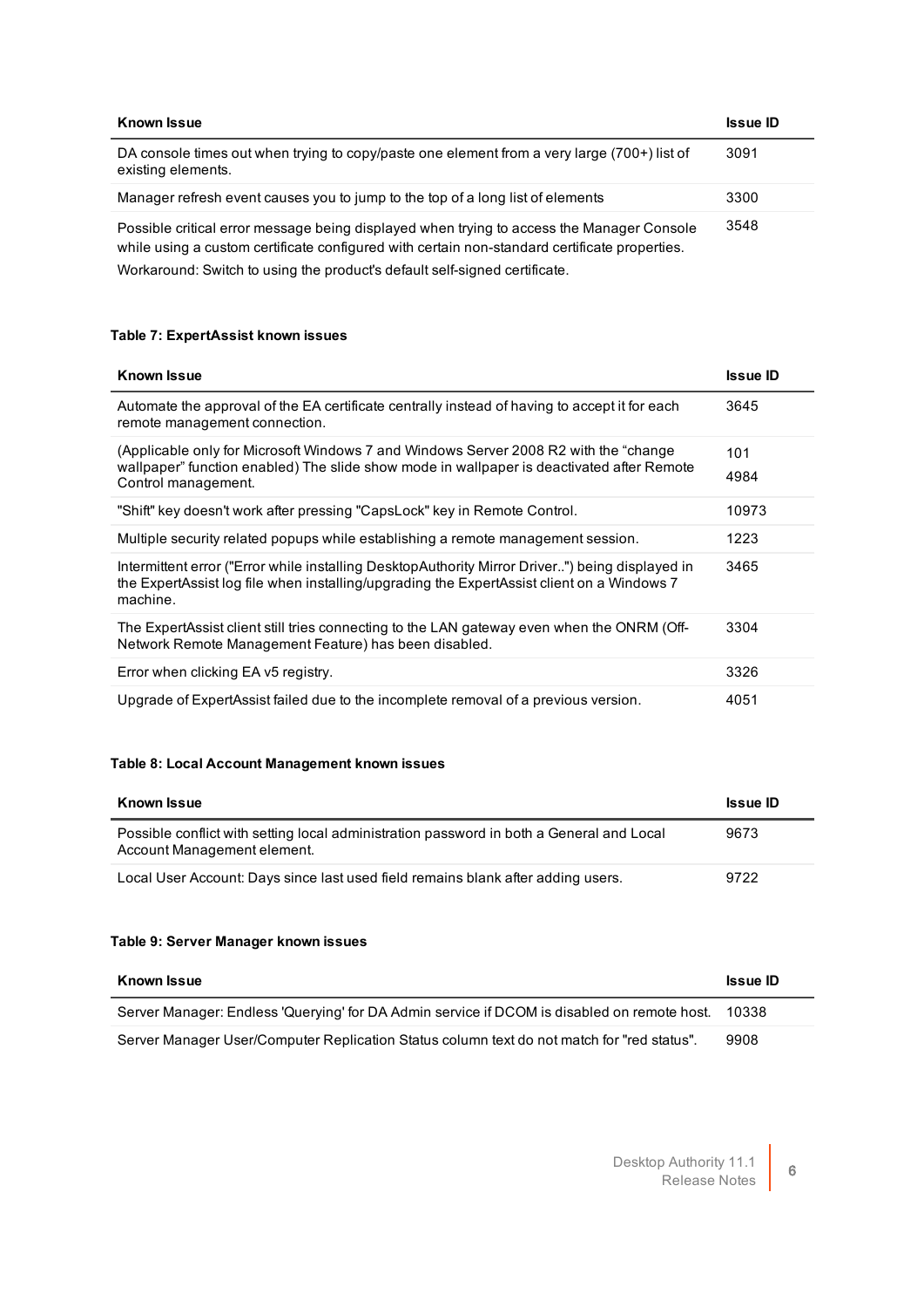| Known Issue | Issue ID |
| --- | --- |
| DA console times out when trying to copy/paste one element from a very large (700+) list of existing elements. | 3091 |
| Manager refresh event causes you to jump to the top of a long list of elements | 3300 |
| Possible critical error message being displayed when trying to access the Manager Console while using a custom certificate configured with certain non-standard certificate properties. Workaround: Switch to using the product's default self-signed certificate. | 3548 |

**Table 7: ExpertAssist known issues**

| Known Issue | Issue ID |
| --- | --- |
| Automate the approval of the EA certificate centrally instead of having to accept it for each remote management connection. | 3645 |
| (Applicable only for Microsoft Windows 7 and Windows Server 2008 R2 with the "change wallpaper" function enabled) The slide show mode in wallpaper is deactivated after Remote Control management. | 101 4984 |
| "Shift" key doesn't work after pressing "CapsLock" key in Remote Control. | 10973 |
| Multiple security related popups while establishing a remote management session. | 1223 |
| Intermittent error ("Error while installing DesktopAuthority Mirror Driver..") being displayed in the ExpertAssist log file when installing/upgrading the ExpertAssist client on a Windows 7 machine. | 3465 |
| The ExpertAssist client still tries connecting to the LAN gateway even when the ONRM (Off-Network Remote Management Feature) has been disabled. | 3304 |
| Error when clicking EA v5 registry. | 3326 |
| Upgrade of ExpertAssist failed due to the incomplete removal of a previous version. | 4051 |

**Table 8: Local Account Management known issues**

| Known Issue | Issue ID |
| --- | --- |
| Possible conflict with setting local administration password in both a General and Local Account Management element. | 9673 |
| Local User Account: Days since last used field remains blank after adding users. | 9722 |

**Table 9: Server Manager known issues**

| Known Issue | Issue ID |
| --- | --- |
| Server Manager: Endless 'Querying' for DA Admin service if DCOM is disabled on remote host. | 10338 |
| Server Manager User/Computer Replication Status column text do not match for "red status". | 9908 |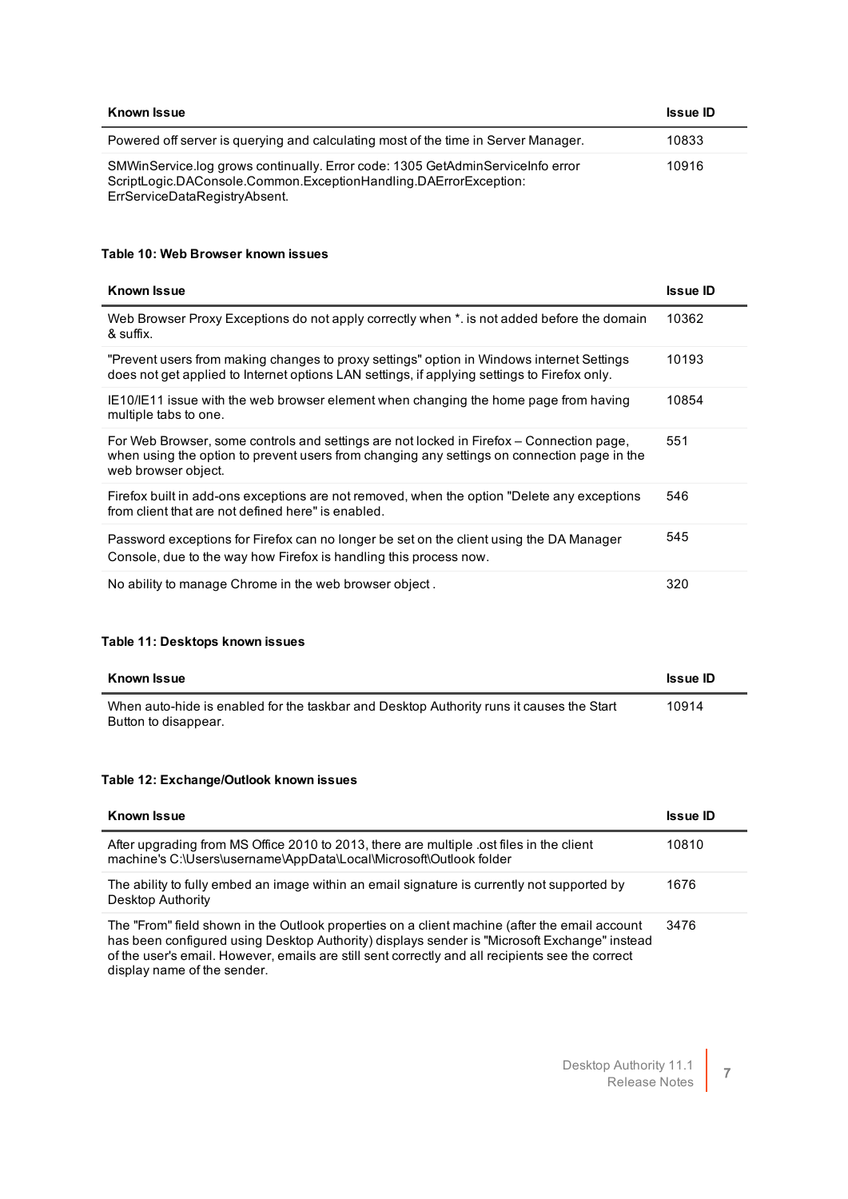| Known Issue | Issue ID |
| --- | --- |
| Powered off server is querying and calculating most of the time in Server Manager. | 10833 |
| SMWinService.log grows continually. Error code: 1305 GetAdminServiceInfo error ScriptLogic.DAConsole.Common.ExceptionHandling.DAErrorException: ErrServiceDataRegistryAbsent. | 10916 |

**Table 10: Web Browser known issues**

| Known Issue | Issue ID |
| --- | --- |
| Web Browser Proxy Exceptions do not apply correctly when *. is not added before the domain & suffix. | 10362 |
| "Prevent users from making changes to proxy settings" option in Windows internet Settings does not get applied to Internet options LAN settings, if applying settings to Firefox only. | 10193 |
| IE10/IE11 issue with the web browser element when changing the home page from having multiple tabs to one. | 10854 |
| For Web Browser, some controls and settings are not locked in Firefox – Connection page, when using the option to prevent users from changing any settings on connection page in the web browser object. | 551 |
| Firefox built in add-ons exceptions are not removed, when the option "Delete any exceptions from client that are not defined here" is enabled. | 546 |
| Password exceptions for Firefox can no longer be set on the client using the DA Manager Console, due to the way how Firefox is handling this process now. | 545 |
| No ability to manage Chrome in the web browser object . | 320 |

**Table 11: Desktops known issues**

| Known Issue | Issue ID |
| --- | --- |
| When auto-hide is enabled for the taskbar and Desktop Authority runs it causes the Start Button to disappear. | 10914 |

**Table 12: Exchange/Outlook known issues**

| Known Issue | Issue ID |
| --- | --- |
| After upgrading from MS Office 2010 to 2013, there are multiple .ost files in the client machine's C:\Users\username\AppData\Local\Microsoft\Outlook folder | 10810 |
| The ability to fully embed an image within an email signature is currently not supported by Desktop Authority | 1676 |
| The "From" field shown in the Outlook properties on a client machine (after the email account has been configured using Desktop Authority) displays sender is "Microsoft Exchange" instead of the user's email. However, emails are still sent correctly and all recipients see the correct display name of the sender. | 3476 |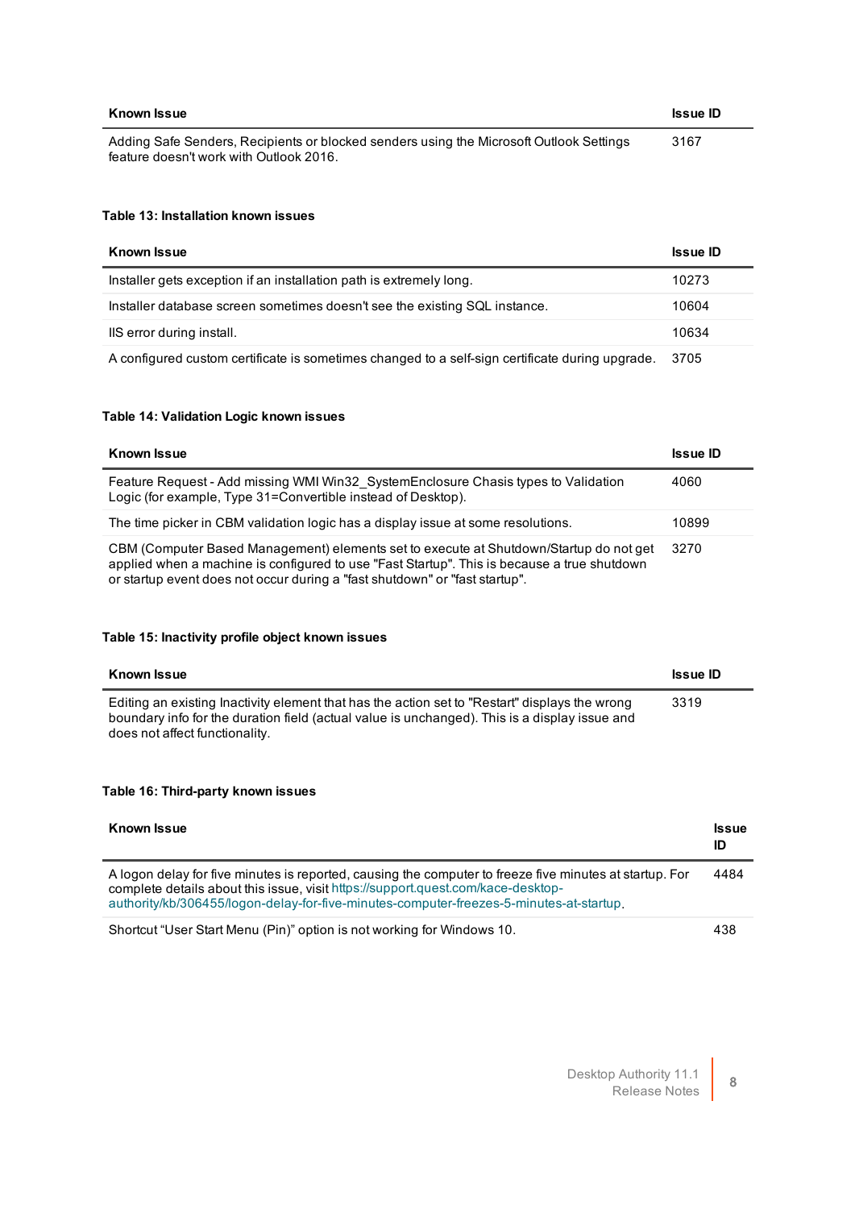| Known Issue | Issue ID |
| --- | --- |
| Adding Safe Senders, Recipients or blocked senders using the Microsoft Outlook Settings feature doesn't work with Outlook 2016. | 3167 |

**Table 13: Installation known issues**

| Known Issue | Issue ID |
| --- | --- |
| Installer gets exception if an installation path is extremely long. | 10273 |
| Installer database screen sometimes doesn't see the existing SQL instance. | 10604 |
| IIS error during install. | 10634 |
| A configured custom certificate is sometimes changed to a self-sign certificate during upgrade. | 3705 |

**Table 14: Validation Logic known issues**

| Known Issue | Issue ID |
| --- | --- |
| Feature Request - Add missing WMI Win32_SystemEnclosure Chasis types to Validation Logic (for example, Type 31=Convertible instead of Desktop). | 4060 |
| The time picker in CBM validation logic has a display issue at some resolutions. | 10899 |
| CBM (Computer Based Management) elements set to execute at Shutdown/Startup do not get applied when a machine is configured to use "Fast Startup". This is because a true shutdown or startup event does not occur during a "fast shutdown" or "fast startup". | 3270 |

**Table 15: Inactivity profile object known issues**

| Known Issue | Issue ID |
| --- | --- |
| Editing an existing Inactivity element that has the action set to "Restart" displays the wrong boundary info for the duration field (actual value is unchanged). This is a display issue and does not affect functionality. | 3319 |

**Table 16: Third-party known issues**

| Known Issue | Issue ID |
| --- | --- |
| A logon delay for five minutes is reported, causing the computer to freeze five minutes at startup. For complete details about this issue, visit https://support.quest.com/kace-desktop-authority/kb/306455/logon-delay-for-five-minutes-computer-freezes-5-minutes-at-startup. | 4484 |
| Shortcut “User Start Menu (Pin)” option is not working for Windows 10. | 438 |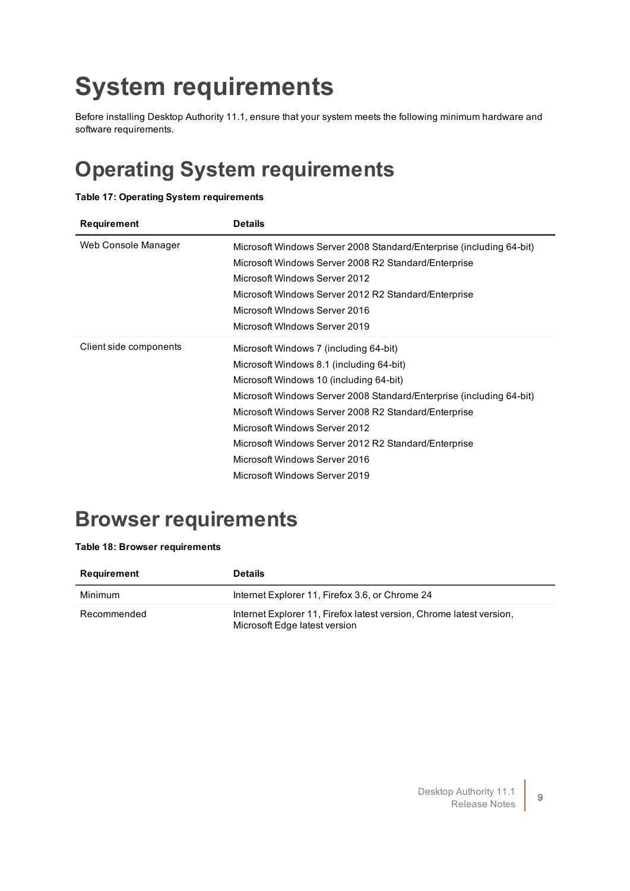# System requirements

Before installing Desktop Authority 11.1, ensure that your system meets the following minimum hardware and software requirements.

## Operating System requirements

**Table 17: Operating System requirements**

| Requirement | Details |
| --- | --- |
| Web Console Manager | Microsoft Windows Server 2008 Standard/Enterprise (including 64-bit)<br>Microsoft Windows Server 2008 R2 Standard/Enterprise<br>Microsoft Windows Server 2012<br>Microsoft Windows Server 2012 R2 Standard/Enterprise<br>Microsoft WIndows Server 2016<br>Microsoft WIndows Server 2019 |
| Client side components | Microsoft Windows 7 (including 64-bit)<br>Microsoft Windows 8.1 (including 64-bit)<br>Microsoft Windows 10 (including 64-bit)<br>Microsoft Windows Server 2008 Standard/Enterprise (including 64-bit)<br>Microsoft Windows Server 2008 R2 Standard/Enterprise<br>Microsoft Windows Server 2012<br>Microsoft Windows Server 2012 R2 Standard/Enterprise<br>Microsoft Windows Server 2016<br>Microsoft Windows Server 2019 |

## Browser requirements

**Table 18: Browser requirements**

| Requirement | Details |
| --- | --- |
| Minimum | Internet Explorer 11, Firefox 3.6, or Chrome 24 |
| Recommended | Internet Explorer 11, Firefox latest version, Chrome latest version, Microsoft Edge latest version |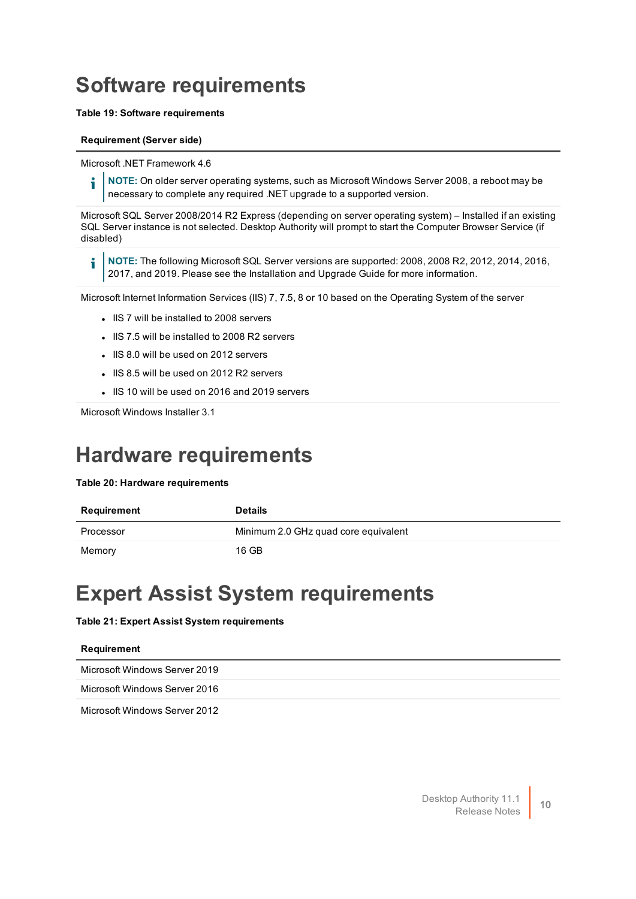# Software requirements

**Table 19: Software requirements**

| Requirement (Server side) |
|---|
| Microsoft .NET Framework 4.6<br><br>**NOTE:** On older server operating systems, such as Microsoft Windows Server 2008, a reboot may be necessary to complete any required .NET upgrade to a supported version. |
| Microsoft SQL Server 2008/2014 R2 Express (depending on server operating system) – Installed if an existing SQL Server instance is not selected. Desktop Authority will prompt to start the Computer Browser Service (if disabled) |
| **NOTE:** The following Microsoft SQL Server versions are supported: 2008, 2008 R2, 2012, 2014, 2016, 2017, and 2019. Please see the Installation and Upgrade Guide for more information. |
| Microsoft Internet Information Services (IIS) 7, 7.5, 8 or 10 based on the Operating System of the server<br><br>• IIS 7 will be installed to 2008 servers<br>• IIS 7.5 will be installed to 2008 R2 servers<br>• IIS 8.0 will be used on 2012 servers<br>• IIS 8.5 will be used on 2012 R2 servers<br>• IIS 10 will be used on 2016 and 2019 servers |
| Microsoft Windows Installer 3.1 |

# Hardware requirements

**Table 20: Hardware requirements**

| Requirement | Details |
|---|---|
| Processor | Minimum 2.0 GHz quad core equivalent |
| Memory | 16 GB |

# Expert Assist System requirements

**Table 21: Expert Assist System requirements**

| Requirement |
|---|
| Microsoft Windows Server 2019 |
| Microsoft Windows Server 2016 |
| Microsoft Windows Server 2012 |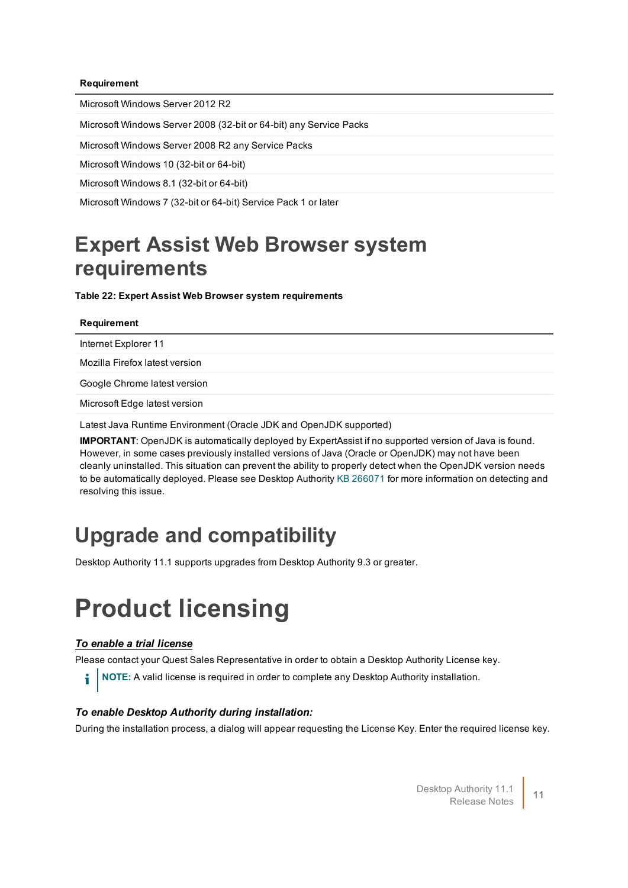| Requirement |
| --- |
| Microsoft Windows Server 2012 R2 |
| Microsoft Windows Server 2008 (32-bit or 64-bit) any Service Packs |
| Microsoft Windows Server 2008 R2 any Service Packs |
| Microsoft Windows 10 (32-bit or 64-bit) |
| Microsoft Windows 8.1 (32-bit or 64-bit) |
| Microsoft Windows 7 (32-bit or 64-bit) Service Pack 1 or later |

## Expert Assist Web Browser system requirements

**Table 22: Expert Assist Web Browser system requirements**

| Requirement |
| --- |
| Internet Explorer 11 |
| Mozilla Firefox latest version |
| Google Chrome latest version |
| Microsoft Edge latest version |
| Latest Java Runtime Environment (Oracle JDK and OpenJDK supported)<br>**IMPORTANT**: OpenJDK is automatically deployed by ExpertAssist if no supported version of Java is found. However, in some cases previously installed versions of Java (Oracle or OpenJDK) may not have been cleanly uninstalled. This situation can prevent the ability to properly detect when the OpenJDK version needs to be automatically deployed. Please see Desktop Authority KB 266071 for more information on detecting and resolving this issue. |

## Upgrade and compatibility

Desktop Authority 11.1 supports upgrades from Desktop Authority 9.3 or greater.

# Product licensing

***To enable a trial license***

Please contact your Quest Sales Representative in order to obtain a Desktop Authority License key.

**NOTE:** A valid license is required in order to complete any Desktop Authority installation.

***To enable Desktop Authority during installation:***

During the installation process, a dialog will appear requesting the License Key. Enter the required license key.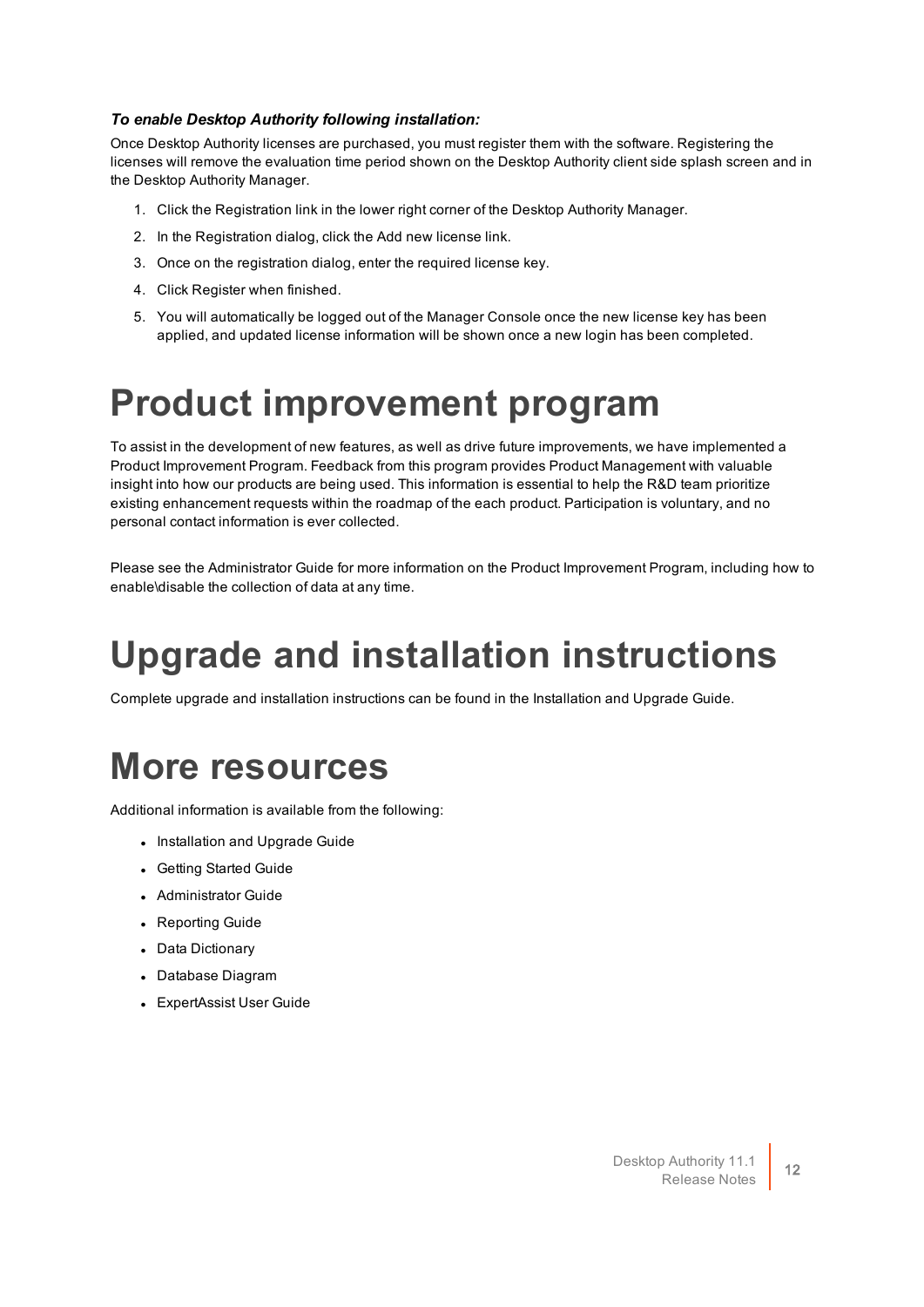***To enable Desktop Authority following installation:***

Once Desktop Authority licenses are purchased, you must register them with the software. Registering the licenses will remove the evaluation time period shown on the Desktop Authority client side splash screen and in the Desktop Authority Manager.

1. Click the Registration link in the lower right corner of the Desktop Authority Manager.
2. In the Registration dialog, click the Add new license link.
3. Once on the registration dialog, enter the required license key.
4. Click Register when finished.
5. You will automatically be logged out of the Manager Console once the new license key has been applied, and updated license information will be shown once a new login has been completed.

# Product improvement program

To assist in the development of new features, as well as drive future improvements, we have implemented a Product Improvement Program. Feedback from this program provides Product Management with valuable insight into how our products are being used. This information is essential to help the R&D team prioritize existing enhancement requests within the roadmap of the each product. Participation is voluntary, and no personal contact information is ever collected.

Please see the Administrator Guide for more information on the Product Improvement Program, including how to enable\disable the collection of data at any time.

# Upgrade and installation instructions

Complete upgrade and installation instructions can be found in the Installation and Upgrade Guide.

# More resources

Additional information is available from the following:

- Installation and Upgrade Guide
- Getting Started Guide
- Administrator Guide
- Reporting Guide
- Data Dictionary
- Database Diagram
- ExpertAssist User Guide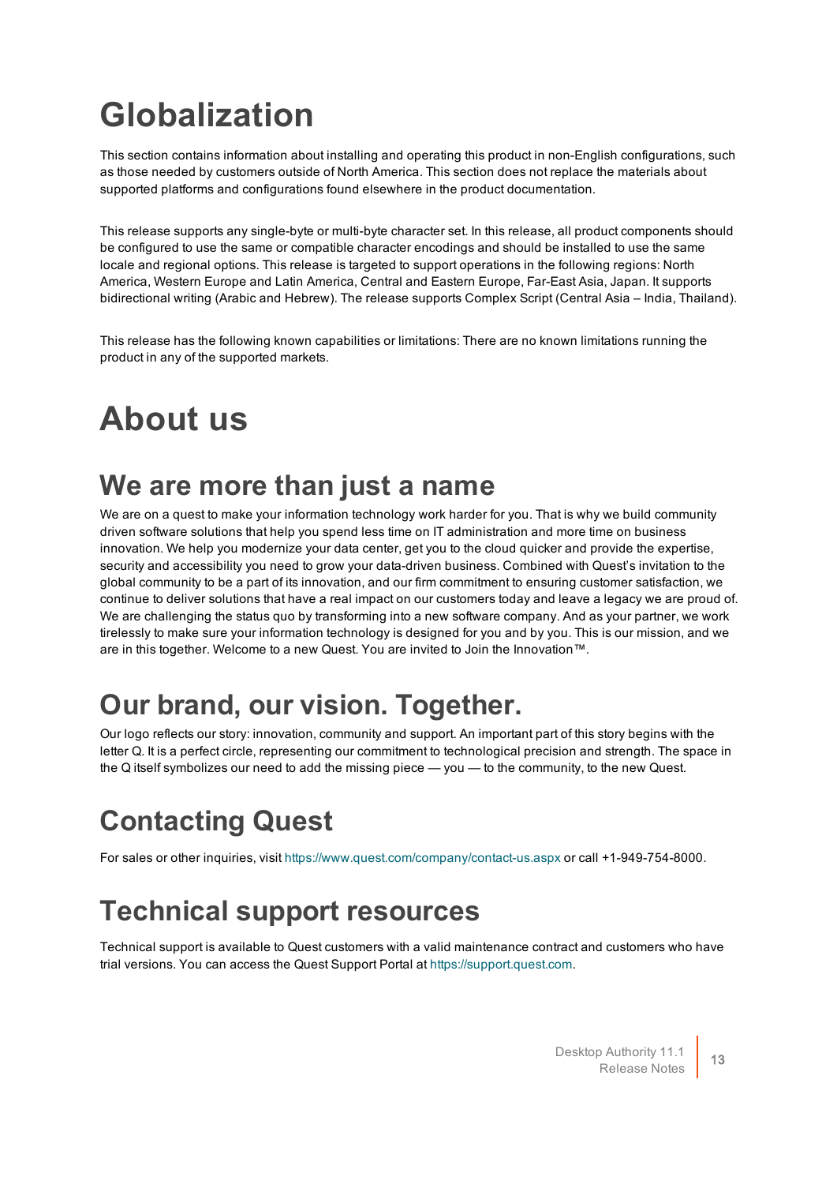# Globalization

This section contains information about installing and operating this product in non-English configurations, such as those needed by customers outside of North America. This section does not replace the materials about supported platforms and configurations found elsewhere in the product documentation.

This release supports any single-byte or multi-byte character set. In this release, all product components should be configured to use the same or compatible character encodings and should be installed to use the same locale and regional options. This release is targeted to support operations in the following regions: North America, Western Europe and Latin America, Central and Eastern Europe, Far-East Asia, Japan. It supports bidirectional writing (Arabic and Hebrew). The release supports Complex Script (Central Asia – India, Thailand).

This release has the following known capabilities or limitations: There are no known limitations running the product in any of the supported markets.

# About us

## We are more than just a name

We are on a quest to make your information technology work harder for you. That is why we build community driven software solutions that help you spend less time on IT administration and more time on business innovation. We help you modernize your data center, get you to the cloud quicker and provide the expertise, security and accessibility you need to grow your data-driven business. Combined with Quest's invitation to the global community to be a part of its innovation, and our firm commitment to ensuring customer satisfaction, we continue to deliver solutions that have a real impact on our customers today and leave a legacy we are proud of. We are challenging the status quo by transforming into a new software company. And as your partner, we work tirelessly to make sure your information technology is designed for you and by you. This is our mission, and we are in this together. Welcome to a new Quest. You are invited to Join the Innovation™.

## Our brand, our vision. Together.

Our logo reflects our story: innovation, community and support. An important part of this story begins with the letter Q. It is a perfect circle, representing our commitment to technological precision and strength. The space in the Q itself symbolizes our need to add the missing piece — you — to the community, to the new Quest.

## Contacting Quest

For sales or other inquiries, visit https://www.quest.com/company/contact-us.aspx or call +1-949-754-8000.

## Technical support resources

Technical support is available to Quest customers with a valid maintenance contract and customers who have trial versions. You can access the Quest Support Portal at https://support.quest.com.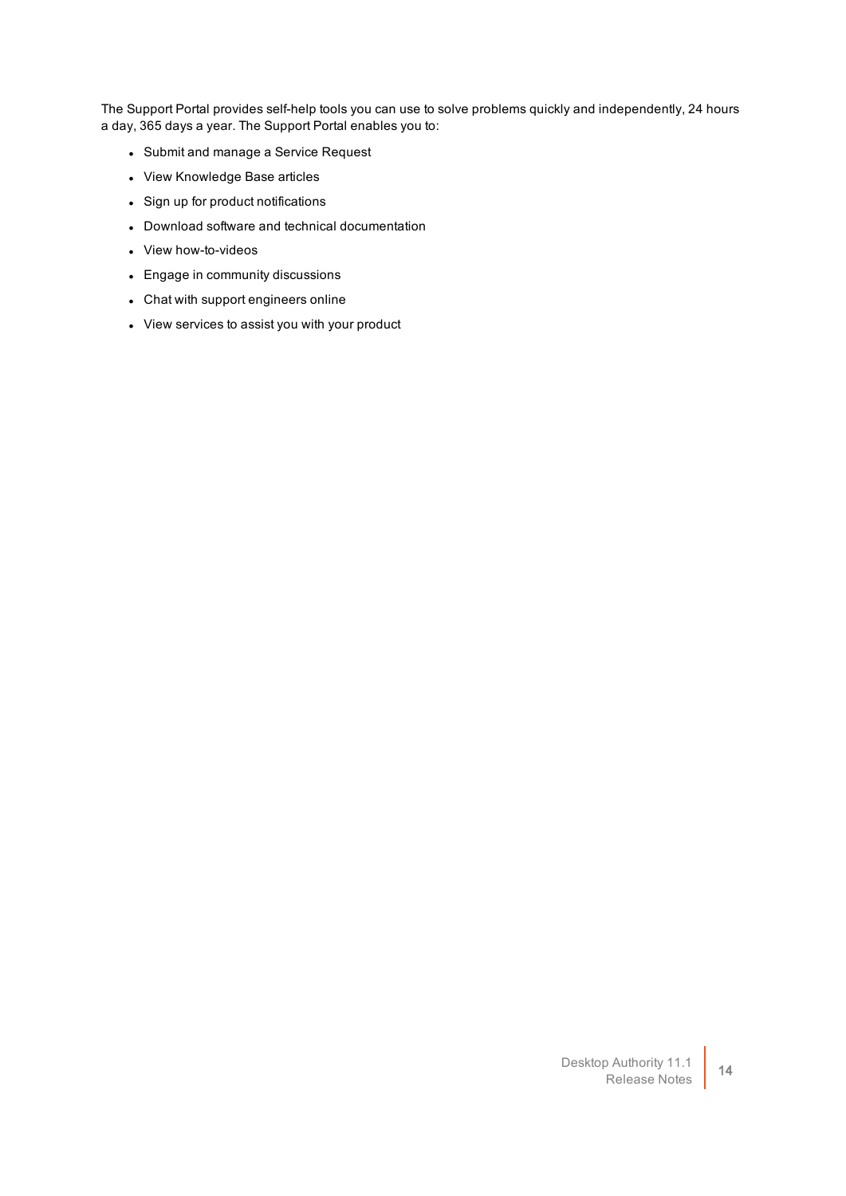The Support Portal provides self-help tools you can use to solve problems quickly and independently, 24 hours a day, 365 days a year. The Support Portal enables you to:

- Submit and manage a Service Request
- View Knowledge Base articles
- Sign up for product notifications
- Download software and technical documentation
- View how-to-videos
- Engage in community discussions
- Chat with support engineers online
- View services to assist you with your product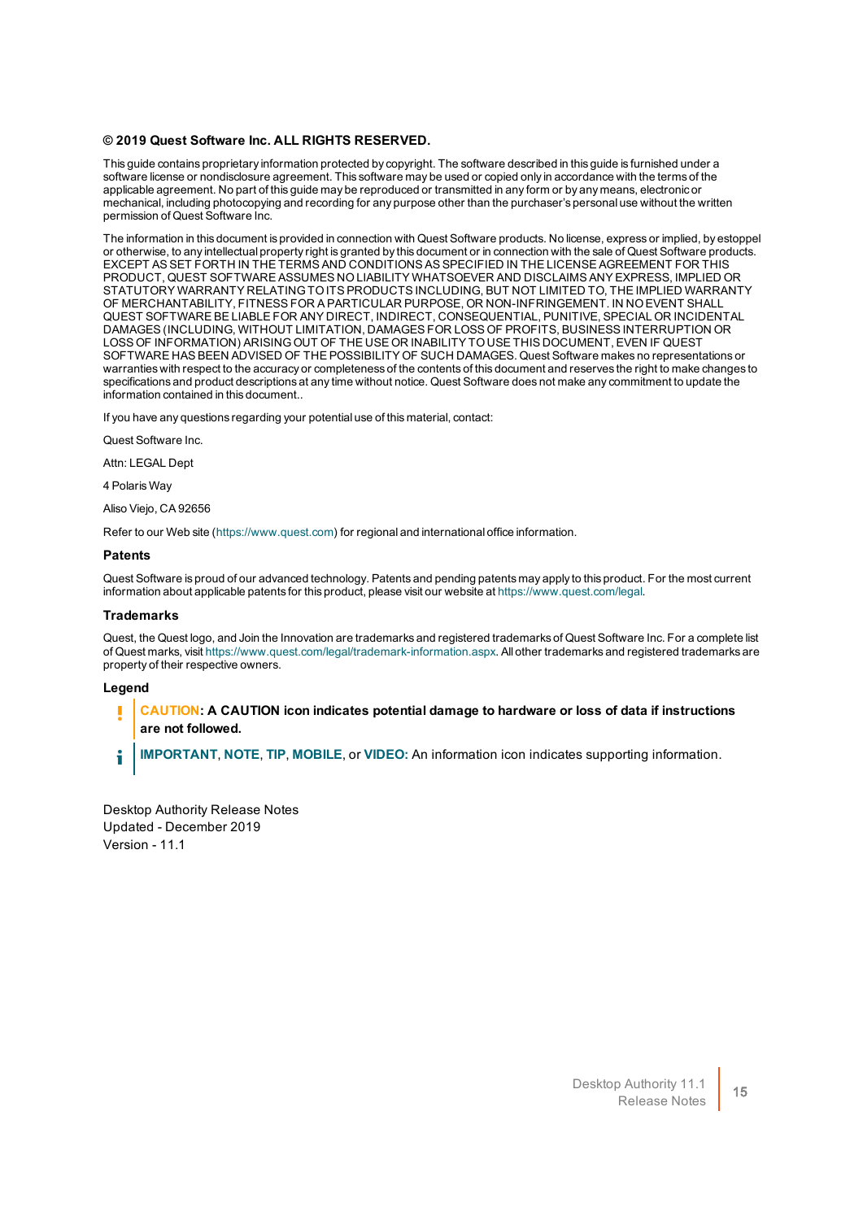**© 2019 Quest Software Inc. ALL RIGHTS RESERVED.**

This guide contains proprietary information protected by copyright. The software described in this guide is furnished under a software license or nondisclosure agreement. This software may be used or copied only in accordance with the terms of the applicable agreement. No part of this guide may be reproduced or transmitted in any form or by any means, electronic or mechanical, including photocopying and recording for any purpose other than the purchaser's personal use without the written permission of Quest Software Inc.

The information in this document is provided in connection with Quest Software products. No license, express or implied, by estoppel or otherwise, to any intellectual property right is granted by this document or in connection with the sale of Quest Software products. EXCEPT AS SET FORTH IN THE TERMS AND CONDITIONS AS SPECIFIED IN THE LICENSE AGREEMENT FOR THIS PRODUCT, QUEST SOFTWARE ASSUMES NO LIABILITY WHATSOEVER AND DISCLAIMS ANY EXPRESS, IMPLIED OR STATUTORY WARRANTY RELATING TO ITS PRODUCTS INCLUDING, BUT NOT LIMITED TO, THE IMPLIED WARRANTY OF MERCHANTABILITY, FITNESS FOR A PARTICULAR PURPOSE, OR NON-INFRINGEMENT. IN NO EVENT SHALL QUEST SOFTWARE BE LIABLE FOR ANY DIRECT, INDIRECT, CONSEQUENTIAL, PUNITIVE, SPECIAL OR INCIDENTAL DAMAGES (INCLUDING, WITHOUT LIMITATION, DAMAGES FOR LOSS OF PROFITS, BUSINESS INTERRUPTION OR LOSS OF INFORMATION) ARISING OUT OF THE USE OR INABILITY TO USE THIS DOCUMENT, EVEN IF QUEST SOFTWARE HAS BEEN ADVISED OF THE POSSIBILITY OF SUCH DAMAGES. Quest Software makes no representations or warranties with respect to the accuracy or completeness of the contents of this document and reserves the right to make changes to specifications and product descriptions at any time without notice. Quest Software does not make any commitment to update the information contained in this document..

If you have any questions regarding your potential use of this material, contact:

Quest Software Inc.

Attn: LEGAL Dept

4 Polaris Way

Aliso Viejo, CA 92656

Refer to our Web site (https://www.quest.com) for regional and international office information.

### Patents

Quest Software is proud of our advanced technology. Patents and pending patents may apply to this product. For the most current information about applicable patents for this product, please visit our website at https://www.quest.com/legal.

### Trademarks

Quest, the Quest logo, and Join the Innovation are trademarks and registered trademarks of Quest Software Inc. For a complete list of Quest marks, visit https://www.quest.com/legal/trademark-information.aspx. All other trademarks and registered trademarks are property of their respective owners.

### Legend

**CAUTION: A CAUTION icon indicates potential damage to hardware or loss of data if instructions are not followed.**

**IMPORTANT**, **NOTE**, **TIP**, **MOBILE**, or **VIDEO:** An information icon indicates supporting information.

Desktop Authority Release Notes
Updated - December 2019
Version - 11.1